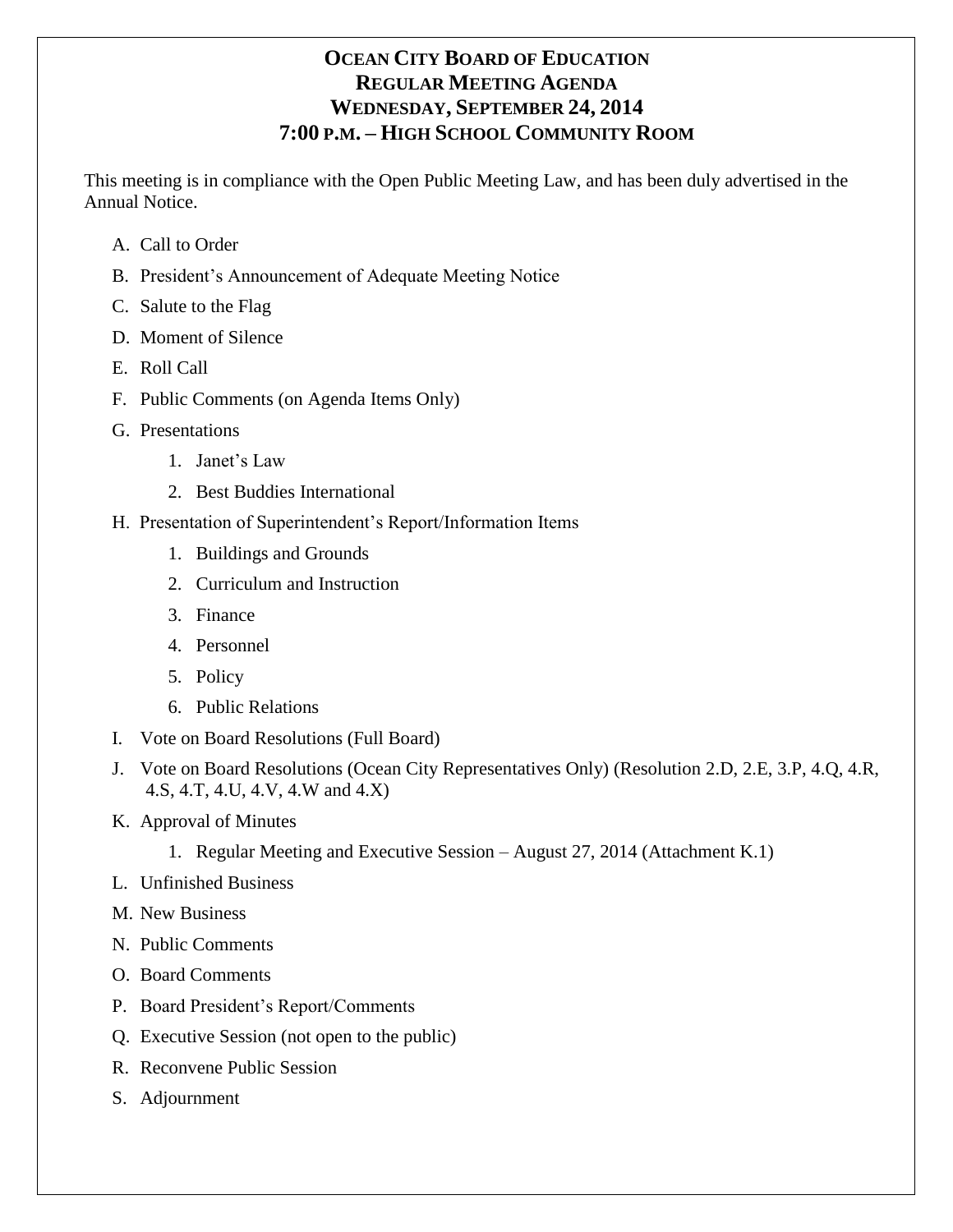# OCEAN CITY BOARD OF EDUCATION
## REGULAR MEETING AGENDA
## WEDNESDAY, SEPTEMBER 24, 2014
## 7:00 P.M. – HIGH SCHOOL COMMUNITY ROOM

This meeting is in compliance with the Open Public Meeting Law, and has been duly advertised in the Annual Notice.

A. Call to Order

B. President's Announcement of Adequate Meeting Notice

C. Salute to the Flag

D. Moment of Silence

E. Roll Call

F. Public Comments (on Agenda Items Only)

G. Presentations

   1. Janet's Law
   2. Best Buddies International

H. Presentation of Superintendent's Report/Information Items

   1. Buildings and Grounds
   2. Curriculum and Instruction
   3. Finance
   4. Personnel
   5. Policy
   6. Public Relations

I. Vote on Board Resolutions (Full Board)

J. Vote on Board Resolutions (Ocean City Representatives Only) (Resolution 2.D, 2.E, 3.P, 4.Q, 4.R, 4.S, 4.T, 4.U, 4.V, 4.W and 4.X)

K. Approval of Minutes

   1. Regular Meeting and Executive Session – August 27, 2014 (Attachment K.1)

L. Unfinished Business

M. New Business

N. Public Comments

O. Board Comments

P. Board President's Report/Comments

Q. Executive Session (not open to the public)

R. Reconvene Public Session

S. Adjournment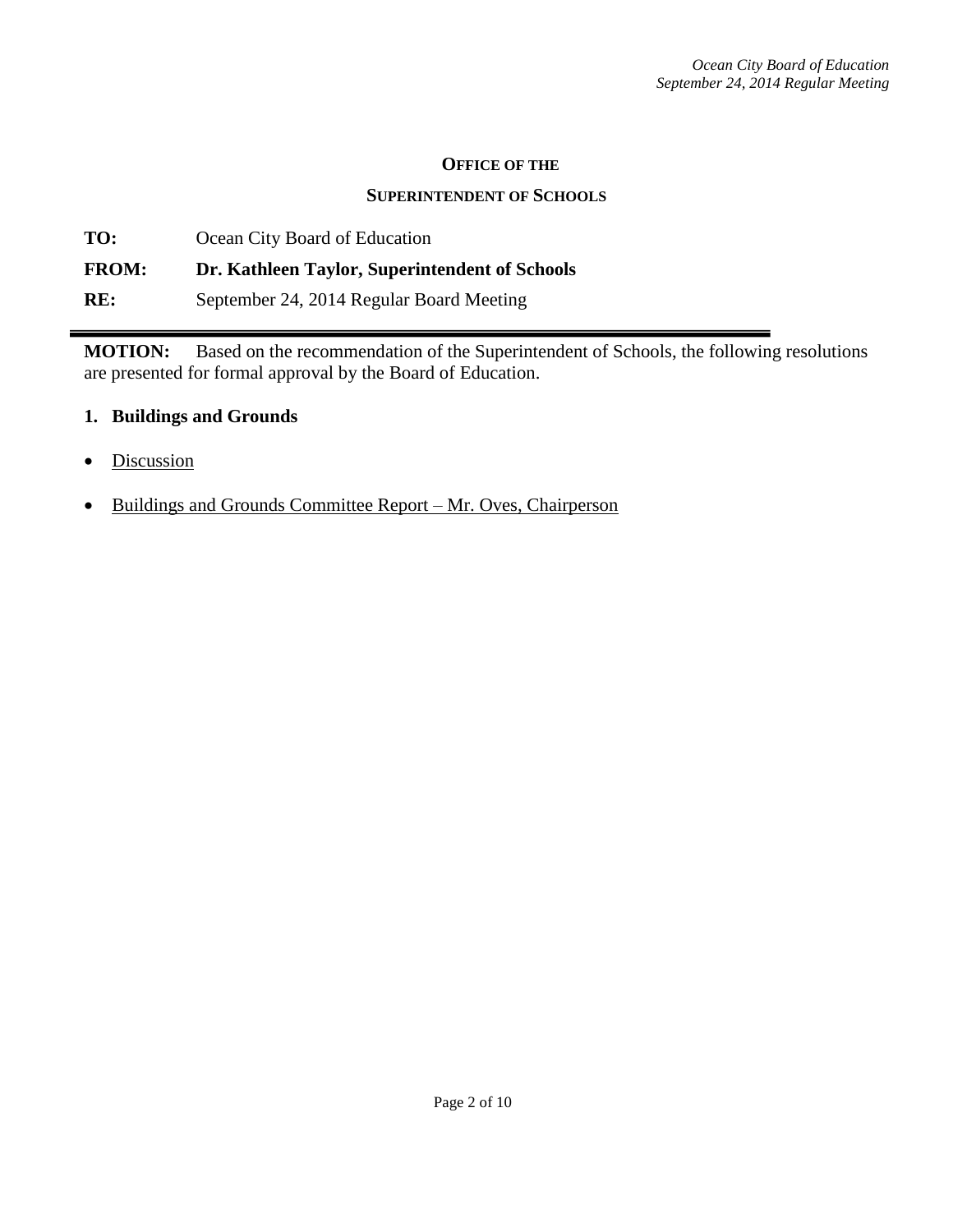**OFFICE OF THE**

**SUPERINTENDENT OF SCHOOLS**

**TO:** Ocean City Board of Education

**FROM:** **Dr. Kathleen Taylor, Superintendent of Schools**

**RE:** September 24, 2014 Regular Board Meeting

---

**MOTION:** Based on the recommendation of the Superintendent of Schools, the following resolutions are presented for formal approval by the Board of Education.

**1. Buildings and Grounds**

- Discussion
- Buildings and Grounds Committee Report – Mr. Oves, Chairperson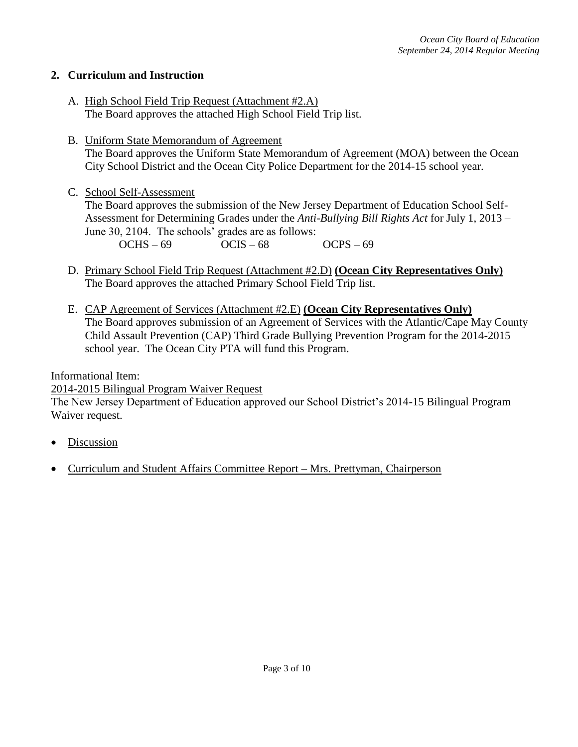## 2. Curriculum and Instruction

A. High School Field Trip Request (Attachment #2.A)
The Board approves the attached High School Field Trip list.

B. Uniform State Memorandum of Agreement
The Board approves the Uniform State Memorandum of Agreement (MOA) between the Ocean City School District and the Ocean City Police Department for the 2014-15 school year.

C. School Self-Assessment
The Board approves the submission of the New Jersey Department of Education School Self-Assessment for Determining Grades under the *Anti-Bullying Bill Rights Act* for July 1, 2013 – June 30, 2104. The schools' grades are as follows:
OCHS – 69 OCIS – 68 OCPS – 69

D. Primary School Field Trip Request (Attachment #2.D) **(Ocean City Representatives Only)**
The Board approves the attached Primary School Field Trip list.

E. CAP Agreement of Services (Attachment #2.E) **(Ocean City Representatives Only)**
The Board approves submission of an Agreement of Services with the Atlantic/Cape May County Child Assault Prevention (CAP) Third Grade Bullying Prevention Program for the 2014-2015 school year. The Ocean City PTA will fund this Program.

Informational Item:
2014-2015 Bilingual Program Waiver Request
The New Jersey Department of Education approved our School District's 2014-15 Bilingual Program Waiver request.

- Discussion
- Curriculum and Student Affairs Committee Report – Mrs. Prettyman, Chairperson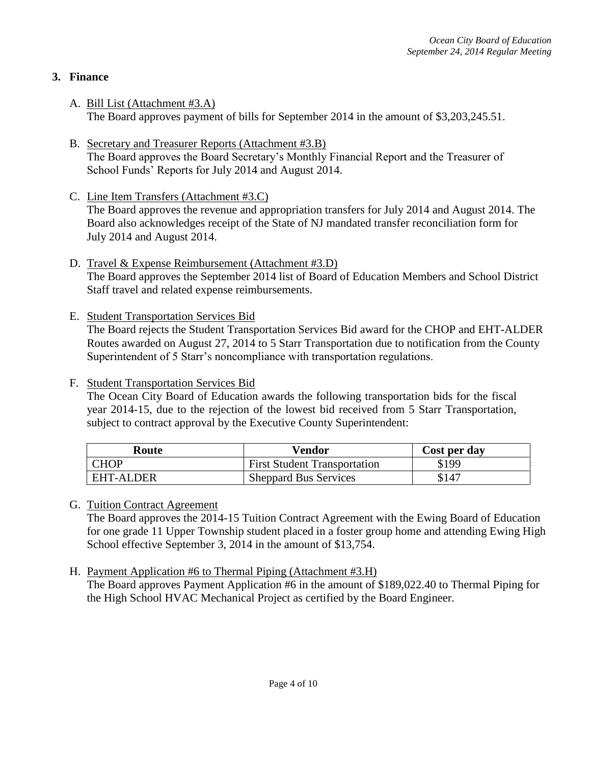## 3. Finance

A. Bill List (Attachment #3.A)
The Board approves payment of bills for September 2014 in the amount of $3,203,245.51.

B. Secretary and Treasurer Reports (Attachment #3.B)
The Board approves the Board Secretary's Monthly Financial Report and the Treasurer of School Funds' Reports for July 2014 and August 2014.

C. Line Item Transfers (Attachment #3.C)
The Board approves the revenue and appropriation transfers for July 2014 and August 2014. The Board also acknowledges receipt of the State of NJ mandated transfer reconciliation form for July 2014 and August 2014.

D. Travel & Expense Reimbursement (Attachment #3.D)
The Board approves the September 2014 list of Board of Education Members and School District Staff travel and related expense reimbursements.

E. Student Transportation Services Bid
The Board rejects the Student Transportation Services Bid award for the CHOP and EHT-ALDER Routes awarded on August 27, 2014 to 5 Starr Transportation due to notification from the County Superintendent of 5 Starr's noncompliance with transportation regulations.

F. Student Transportation Services Bid
The Ocean City Board of Education awards the following transportation bids for the fiscal year 2014-15, due to the rejection of the lowest bid received from 5 Starr Transportation, subject to contract approval by the Executive County Superintendent:

| Route | Vendor | Cost per day |
|---|---|---|
| CHOP | First Student Transportation | $199 |
| EHT-ALDER | Sheppard Bus Services | $147 |

G. Tuition Contract Agreement
The Board approves the 2014-15 Tuition Contract Agreement with the Ewing Board of Education for one grade 11 Upper Township student placed in a foster group home and attending Ewing High School effective September 3, 2014 in the amount of $13,754.

H. Payment Application #6 to Thermal Piping (Attachment #3.H)
The Board approves Payment Application #6 in the amount of $189,022.40 to Thermal Piping for the High School HVAC Mechanical Project as certified by the Board Engineer.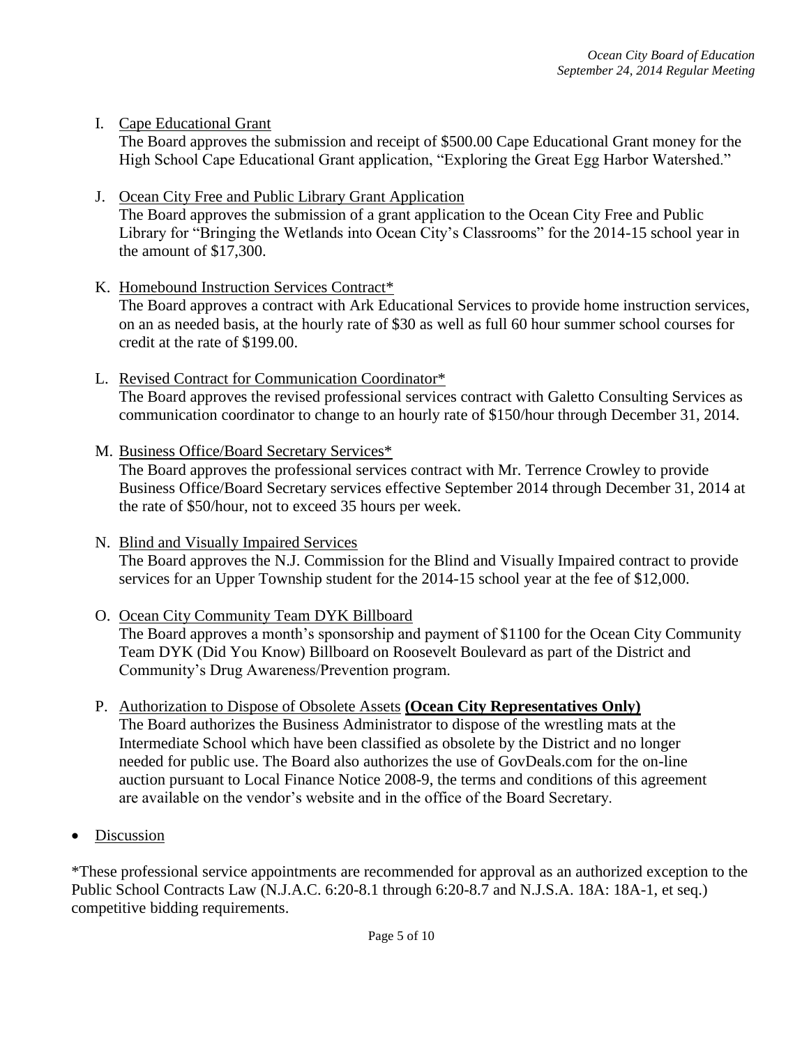I. Cape Educational Grant
   The Board approves the submission and receipt of $500.00 Cape Educational Grant money for the High School Cape Educational Grant application, "Exploring the Great Egg Harbor Watershed."

J. Ocean City Free and Public Library Grant Application
   The Board approves the submission of a grant application to the Ocean City Free and Public Library for "Bringing the Wetlands into Ocean City's Classrooms" for the 2014-15 school year in the amount of $17,300.

K. Homebound Instruction Services Contract*
   The Board approves a contract with Ark Educational Services to provide home instruction services, on an as needed basis, at the hourly rate of $30 as well as full 60 hour summer school courses for credit at the rate of $199.00.

L. Revised Contract for Communication Coordinator*
   The Board approves the revised professional services contract with Galetto Consulting Services as communication coordinator to change to an hourly rate of $150/hour through December 31, 2014.

M. Business Office/Board Secretary Services*
   The Board approves the professional services contract with Mr. Terrence Crowley to provide Business Office/Board Secretary services effective September 2014 through December 31, 2014 at the rate of $50/hour, not to exceed 35 hours per week.

N. Blind and Visually Impaired Services
   The Board approves the N.J. Commission for the Blind and Visually Impaired contract to provide services for an Upper Township student for the 2014-15 school year at the fee of $12,000.

O. Ocean City Community Team DYK Billboard
   The Board approves a month's sponsorship and payment of $1100 for the Ocean City Community Team DYK (Did You Know) Billboard on Roosevelt Boulevard as part of the District and Community's Drug Awareness/Prevention program.

P. Authorization to Dispose of Obsolete Assets **(Ocean City Representatives Only)**
   The Board authorizes the Business Administrator to dispose of the wrestling mats at the Intermediate School which have been classified as obsolete by the District and no longer needed for public use. The Board also authorizes the use of GovDeals.com for the on-line auction pursuant to Local Finance Notice 2008-9, the terms and conditions of this agreement are available on the vendor's website and in the office of the Board Secretary.

- Discussion

*These professional service appointments are recommended for approval as an authorized exception to the Public School Contracts Law (N.J.A.C. 6:20-8.1 through 6:20-8.7 and N.J.S.A. 18A: 18A-1, et seq.) competitive bidding requirements.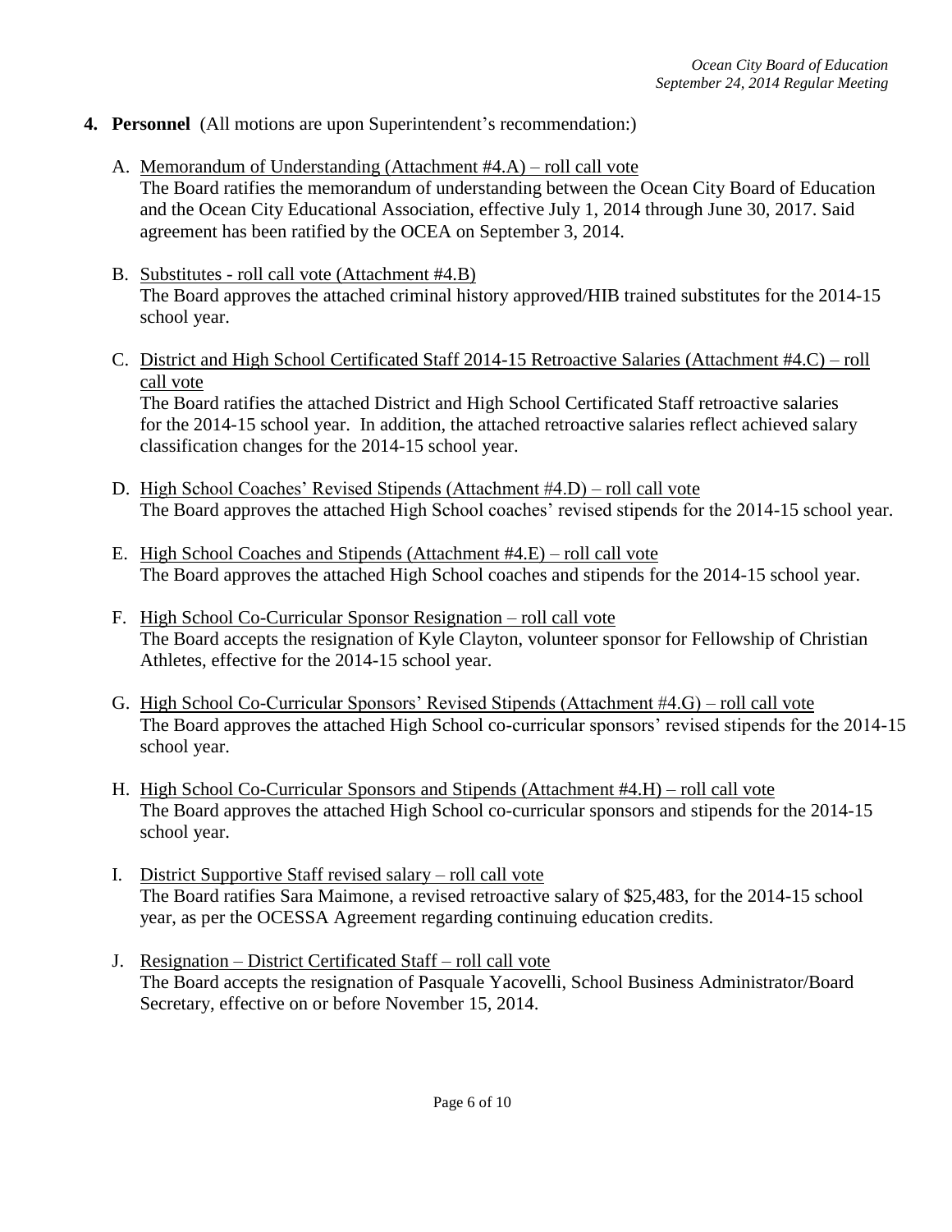**4. Personnel** (All motions are upon Superintendent's recommendation:)

A. <u>Memorandum of Understanding (Attachment #4.A) – roll call vote</u>
The Board ratifies the memorandum of understanding between the Ocean City Board of Education and the Ocean City Educational Association, effective July 1, 2014 through June 30, 2017. Said agreement has been ratified by the OCEA on September 3, 2014.

B. <u>Substitutes - roll call vote (Attachment #4.B)</u>
The Board approves the attached criminal history approved/HIB trained substitutes for the 2014-15 school year.

C. <u>District and High School Certificated Staff 2014-15 Retroactive Salaries (Attachment #4.C) – roll call vote</u>
The Board ratifies the attached District and High School Certificated Staff retroactive salaries for the 2014-15 school year. In addition, the attached retroactive salaries reflect achieved salary classification changes for the 2014-15 school year.

D. <u>High School Coaches' Revised Stipends (Attachment #4.D) – roll call vote</u>
The Board approves the attached High School coaches' revised stipends for the 2014-15 school year.

E. <u>High School Coaches and Stipends (Attachment #4.E) – roll call vote</u>
The Board approves the attached High School coaches and stipends for the 2014-15 school year.

F. <u>High School Co-Curricular Sponsor Resignation – roll call vote</u>
The Board accepts the resignation of Kyle Clayton, volunteer sponsor for Fellowship of Christian Athletes, effective for the 2014-15 school year.

G. <u>High School Co-Curricular Sponsors' Revised Stipends (Attachment #4.G) – roll call vote</u>
The Board approves the attached High School co-curricular sponsors' revised stipends for the 2014-15 school year.

H. <u>High School Co-Curricular Sponsors and Stipends (Attachment #4.H) – roll call vote</u>
The Board approves the attached High School co-curricular sponsors and stipends for the 2014-15 school year.

I. <u>District Supportive Staff revised salary – roll call vote</u>
The Board ratifies Sara Maimone, a revised retroactive salary of $25,483, for the 2014-15 school year, as per the OCESSA Agreement regarding continuing education credits.

J. <u>Resignation – District Certificated Staff – roll call vote</u>
The Board accepts the resignation of Pasquale Yacovelli, School Business Administrator/Board Secretary, effective on or before November 15, 2014.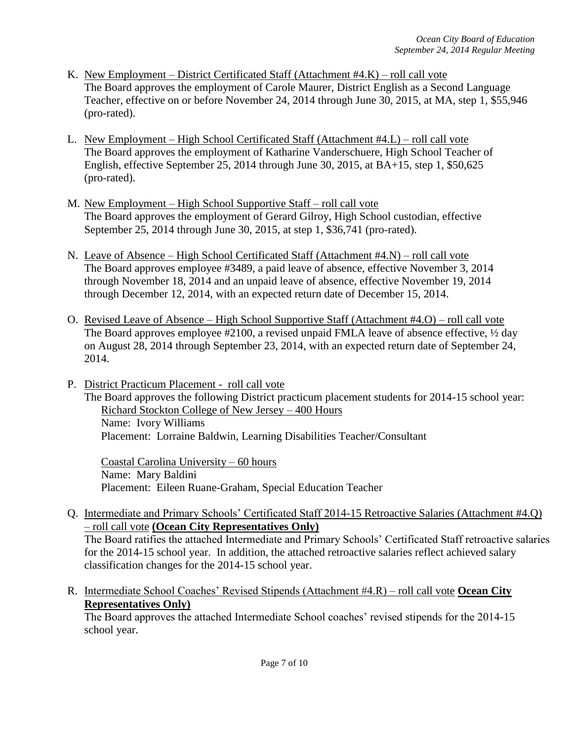K. New Employment – District Certificated Staff (Attachment #4.K) – roll call vote
   The Board approves the employment of Carole Maurer, District English as a Second Language Teacher, effective on or before November 24, 2014 through June 30, 2015, at MA, step 1, $55,946 (pro-rated).

L. New Employment – High School Certificated Staff (Attachment #4.L) – roll call vote
   The Board approves the employment of Katharine Vanderschuere, High School Teacher of English, effective September 25, 2014 through June 30, 2015, at BA+15, step 1, $50,625 (pro-rated).

M. New Employment – High School Supportive Staff – roll call vote
   The Board approves the employment of Gerard Gilroy, High School custodian, effective September 25, 2014 through June 30, 2015, at step 1, $36,741 (pro-rated).

N. Leave of Absence – High School Certificated Staff (Attachment #4.N) – roll call vote
   The Board approves employee #3489, a paid leave of absence, effective November 3, 2014 through November 18, 2014 and an unpaid leave of absence, effective November 19, 2014 through December 12, 2014, with an expected return date of December 15, 2014.

O. Revised Leave of Absence – High School Supportive Staff (Attachment #4.O) – roll call vote
   The Board approves employee #2100, a revised unpaid FMLA leave of absence effective, ½ day on August 28, 2014 through September 23, 2014, with an expected return date of September 24, 2014.

P. District Practicum Placement - roll call vote
   The Board approves the following District practicum placement students for 2014-15 school year:

   Richard Stockton College of New Jersey – 400 Hours
   Name: Ivory Williams
   Placement: Lorraine Baldwin, Learning Disabilities Teacher/Consultant

   Coastal Carolina University – 60 hours
   Name: Mary Baldini
   Placement: Eileen Ruane-Graham, Special Education Teacher

Q. Intermediate and Primary Schools' Certificated Staff 2014-15 Retroactive Salaries (Attachment #4.Q) – roll call vote **(Ocean City Representatives Only)**
   The Board ratifies the attached Intermediate and Primary Schools' Certificated Staff retroactive salaries for the 2014-15 school year. In addition, the attached retroactive salaries reflect achieved salary classification changes for the 2014-15 school year.

R. Intermediate School Coaches' Revised Stipends (Attachment #4.R) – roll call vote **Ocean City Representatives Only)**
   The Board approves the attached Intermediate School coaches' revised stipends for the 2014-15 school year.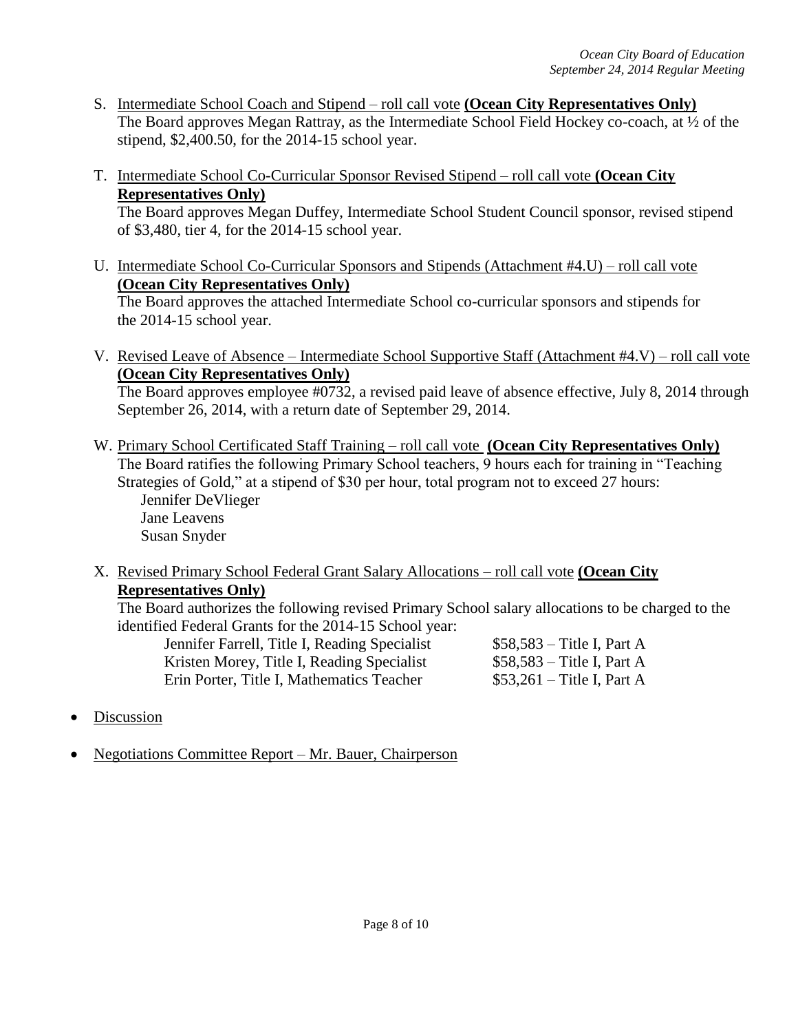S. <u>Intermediate School Coach and Stipend – roll call vote</u> **(Ocean City Representatives Only)**
   The Board approves Megan Rattray, as the Intermediate School Field Hockey co-coach, at ½ of the stipend, $2,400.50, for the 2014-15 school year.

T. <u>Intermediate School Co-Curricular Sponsor Revised Stipend – roll call vote</u> **(Ocean City Representatives Only)**
   The Board approves Megan Duffey, Intermediate School Student Council sponsor, revised stipend of $3,480, tier 4, for the 2014-15 school year.

U. <u>Intermediate School Co-Curricular Sponsors and Stipends (Attachment #4.U) – roll call vote</u> **(Ocean City Representatives Only)**
   The Board approves the attached Intermediate School co-curricular sponsors and stipends for the 2014-15 school year.

V. <u>Revised Leave of Absence – Intermediate School Supportive Staff (Attachment #4.V) – roll call vote</u> **(Ocean City Representatives Only)**
   The Board approves employee #0732, a revised paid leave of absence effective, July 8, 2014 through September 26, 2014, with a return date of September 29, 2014.

W. <u>Primary School Certificated Staff Training – roll call vote</u> **(Ocean City Representatives Only)**
   The Board ratifies the following Primary School teachers, 9 hours each for training in "Teaching Strategies of Gold," at a stipend of $30 per hour, total program not to exceed 27 hours:
   - Jennifer DeVlieger
   - Jane Leavens
   - Susan Snyder

X. <u>Revised Primary School Federal Grant Salary Allocations – roll call vote</u> **(Ocean City Representatives Only)**
   The Board authorizes the following revised Primary School salary allocations to be charged to the identified Federal Grants for the 2014-15 School year:

| | |
|---|---|
| Jennifer Farrell, Title I, Reading Specialist | $58,583 – Title I, Part A |
| Kristen Morey, Title I, Reading Specialist | $58,583 – Title I, Part A |
| Erin Porter, Title I, Mathematics Teacher | $53,261 – Title I, Part A |

- <u>Discussion</u>
- <u>Negotiations Committee Report – Mr. Bauer, Chairperson</u>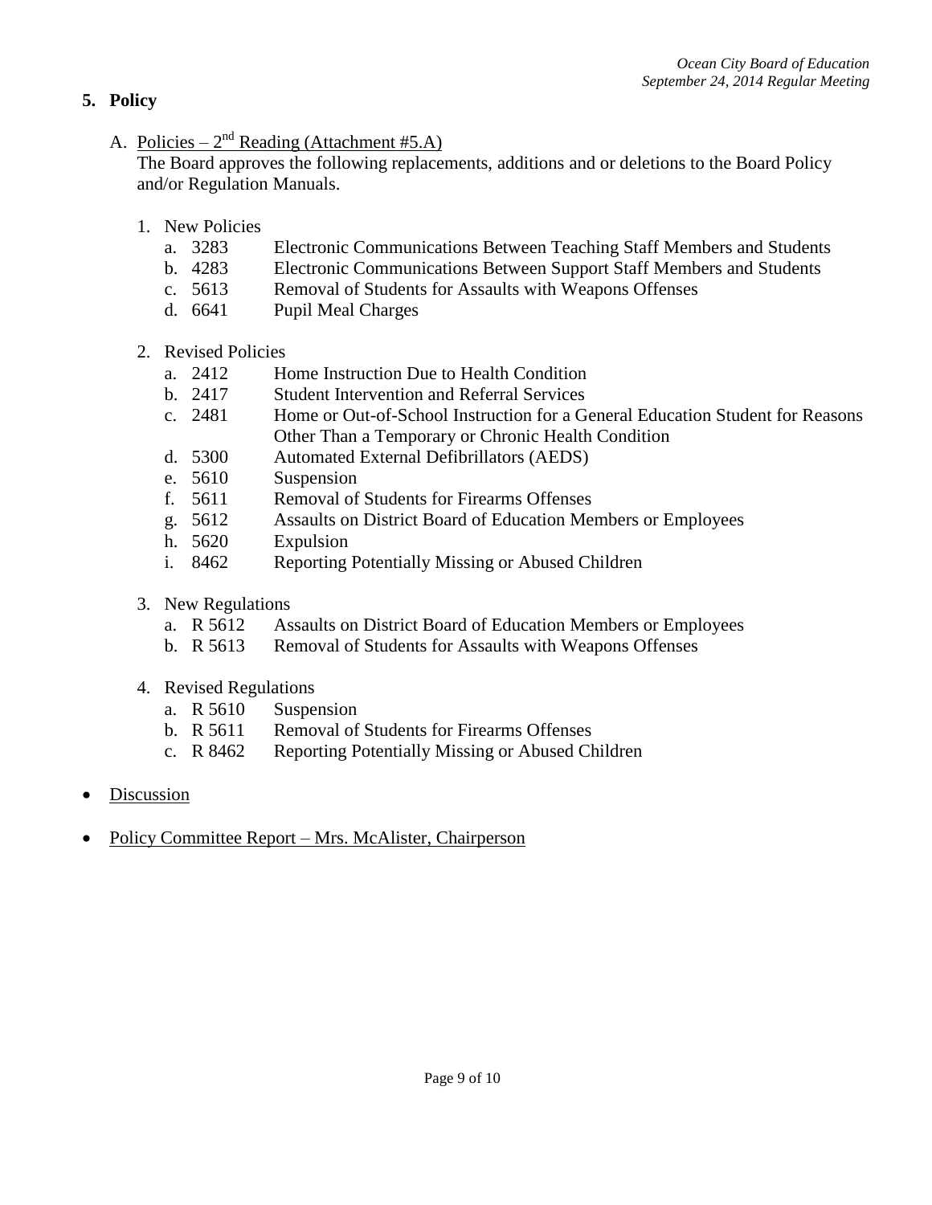## 5. Policy

A. <u>Policies – 2nd Reading (Attachment #5.A)</u>
The Board approves the following replacements, additions and or deletions to the Board Policy and/or Regulation Manuals.

1. New Policies
   a. 3283 Electronic Communications Between Teaching Staff Members and Students
   b. 4283 Electronic Communications Between Support Staff Members and Students
   c. 5613 Removal of Students for Assaults with Weapons Offenses
   d. 6641 Pupil Meal Charges

2. Revised Policies
   a. 2412 Home Instruction Due to Health Condition
   b. 2417 Student Intervention and Referral Services
   c. 2481 Home or Out-of-School Instruction for a General Education Student for Reasons Other Than a Temporary or Chronic Health Condition
   d. 5300 Automated External Defibrillators (AEDS)
   e. 5610 Suspension
   f. 5611 Removal of Students for Firearms Offenses
   g. 5612 Assaults on District Board of Education Members or Employees
   h. 5620 Expulsion
   i. 8462 Reporting Potentially Missing or Abused Children

3. New Regulations
   a. R 5612 Assaults on District Board of Education Members or Employees
   b. R 5613 Removal of Students for Assaults with Weapons Offenses

4. Revised Regulations
   a. R 5610 Suspension
   b. R 5611 Removal of Students for Firearms Offenses
   c. R 8462 Reporting Potentially Missing or Abused Children

- <u>Discussion</u>

- <u>Policy Committee Report – Mrs. McAlister, Chairperson</u>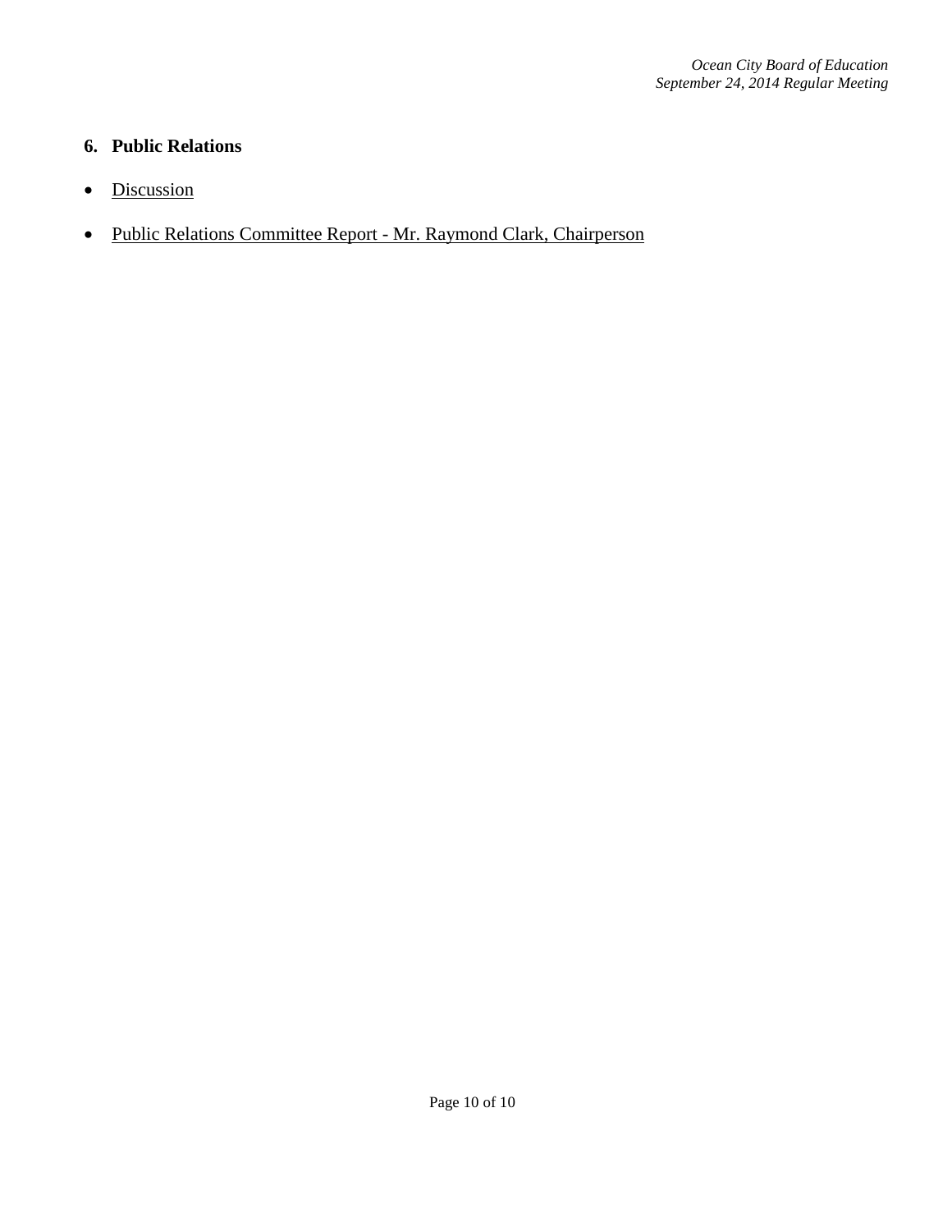### 6. Public Relations

- Discussion
- Public Relations Committee Report - Mr. Raymond Clark, Chairperson